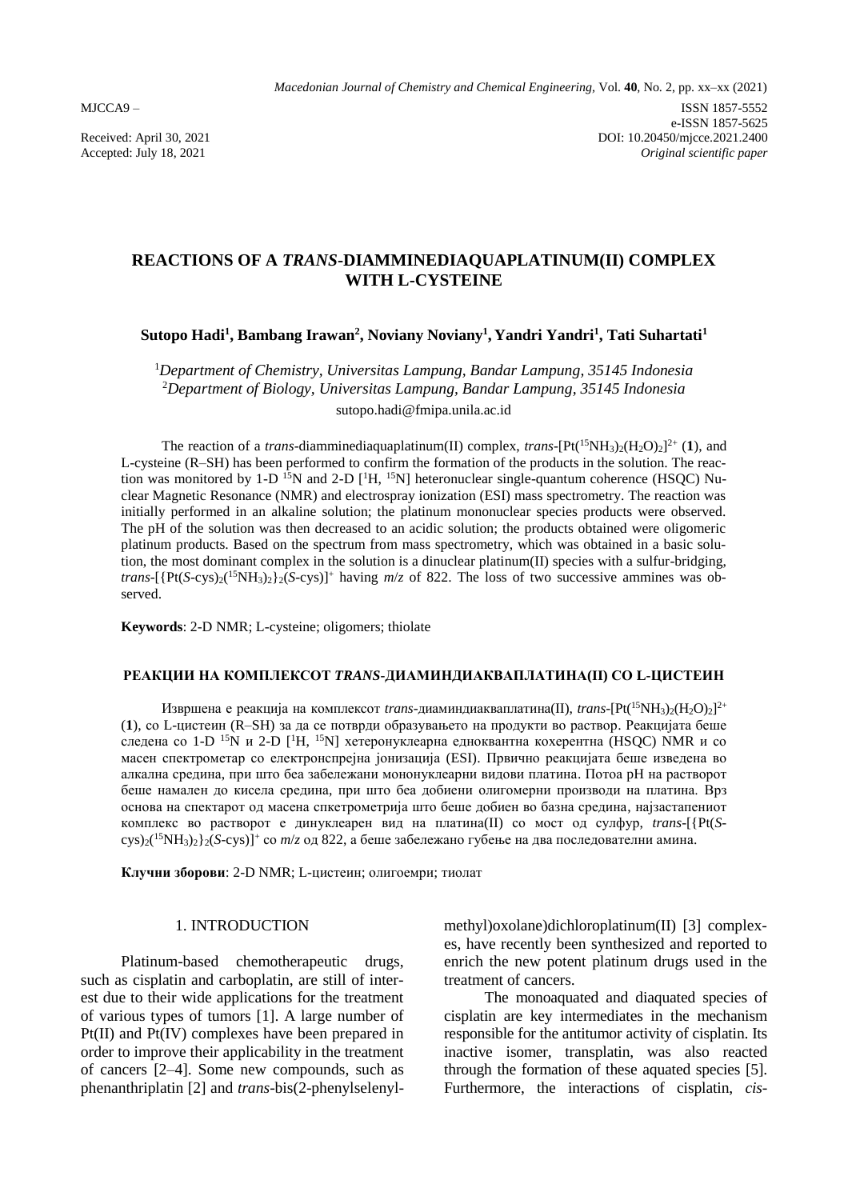MJCCA9 –

ISSN 1857-5552
e-ISSN 1857-5625
DOI: 10.20450/mjcce.2021.2400
*Original scientific paper*

Received: April 30, 2021
Accepted: July 18, 2021

# REACTIONS OF A *TRANS*-DIAMMINEDIAQUAPLATINUM(II) COMPLEX WITH L-CYSTEINE

**Sutopo Hadi[1], Bambang Irawan[2], Noviany Noviany[1], Yandri Yandri[1], Tati Suhartati[1]**

[1]*Department of Chemistry, Universitas Lampung, Bandar Lampung, 35145 Indonesia*
[2]*Department of Biology, Universitas Lampung, Bandar Lampung, 35145 Indonesia*
sutopo.hadi@fmipa.unila.ac.id

The reaction of a *trans*-diamminediaquaplatinum(II) complex, *trans*-$[Pt(^{15}NH_3)_2(H_2O)_2]^{2+}$ (**1**), and L-cysteine (R–SH) has been performed to confirm the formation of the products in the solution. The reaction was monitored by 1-D $^{15}N$ and 2-D [$^{1}H$, $^{15}N$] heteronuclear single-quantum coherence (HSQC) Nuclear Magnetic Resonance (NMR) and electrospray ionization (ESI) mass spectrometry. The reaction was initially performed in an alkaline solution; the platinum mononuclear species products were observed. The pH of the solution was then decreased to an acidic solution; the products obtained were oligomeric platinum products. Based on the spectrum from mass spectrometry, which was obtained in a basic solution, the most dominant complex in the solution is a dinuclear platinum(II) species with a sulfur-bridging, *trans*-$[\{Pt(S\text{-cys})_2(^{15}NH_3)_2\}_2(S\text{-cys})]^+$ having $m/z$ of 822. The loss of two successive ammines was observed.

**Keywords**: 2-D NMR; L-cysteine; oligomers; thiolate

### РЕАКЦИИ НА КОМПЛЕКСОТ *TRANS*-ДИАМИНДИАКВАПЛАТИНА(II) СО L-ЦИСТЕИН

Извршена е реакција на комплексот *trans*-диаминдиакваплатина(II), *trans*-$[Pt(^{15}NH_3)_2(H_2O)_2]^{2+}$ (**1**), со L-цистеин (R–SH) за да се потврди образувањето на продукти во раствор. Реакцијата беше следена со 1-D $^{15}N$ и 2-D [$^{1}H$, $^{15}N$] хетеронуклеарна еднквантна кохерентна (HSQC) NMR и со масен спектрометар со електронспрејна јонизација (ESI). Првично реакцијата беше изведена во алкална средина, при што беа забележани мононуклеарни видови платина. Потоа pH на растворот беше намален до кисела средина, при што беа добиени олигомерни производи на платина. Врз основа на спектарот од масена спектрометрија што беше добиен во базна средина, најзастапениот комплекс во растворот е динуклеарен вид на платина(II) со мост од сулфур, *trans*-$[\{Pt(S\text{-cys})_2(^{15}NH_3)_2\}_2(S\text{-cys})]^+$ со $m/z$ од 822, а беше забележано губење на два последователни амина.

**Клучни зборови**: 2-D NMR; L-цистеин; олигоемри; тиолат

## 1. INTRODUCTION

Platinum-based chemotherapeutic drugs, such as cisplatin and carboplatin, are still of interest due to their wide applications for the treatment of various types of tumors [1]. A large number of Pt(II) and Pt(IV) complexes have been prepared in order to improve their applicability in the treatment of cancers [2–4]. Some new compounds, such as phenanthriplatin [2] and *trans*-bis(2-phenylselenylmethyl)oxolane)dichloroplatinum(II) [3] complexes, have recently been synthesized and reported to enrich the new potent platinum drugs used in the treatment of cancers.

The monoaquated and diaquated species of cisplatin are key intermediates in the mechanism responsible for the antitumor activity of cisplatin. Its inactive isomer, transplatin, was also reacted through the formation of these aquated species [5]. Furthermore, the interactions of cisplatin, *cis*-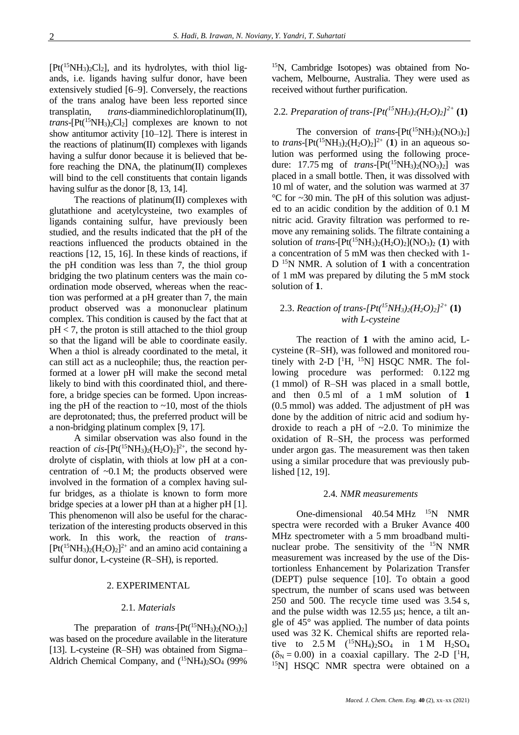$[Pt(^{15}NH_3)_2Cl_2]$, and its hydrolytes, with thiol ligands, i.e. ligands having sulfur donor, have been extensively studied [6–9]. Conversely, the reactions of the trans analog have been less reported since transplatin, *trans*-diamminedichloroplatinum(II), *trans*-$[Pt(^{15}NH_3)_2Cl_2]$ complexes are known to not show antitumor activity [10–12]. There is interest in the reactions of platinum(II) complexes with ligands having a sulfur donor because it is believed that before reaching the DNA, the platinum(II) complexes will bind to the cell constituents that contain ligands having sulfur as the donor [8, 13, 14].

The reactions of platinum(II) complexes with glutathione and acetylcysteine, two examples of ligands containing sulfur, have previously been studied, and the results indicated that the pH of the reactions influenced the products obtained in the reactions [12, 15, 16]. In these kinds of reactions, if the pH condition was less than 7, the thiol group bridging the two platinum centers was the main coordination mode observed, whereas when the reaction was performed at a pH greater than 7, the main product observed was a mononuclear platinum complex. This condition is caused by the fact that at pH < 7, the proton is still attached to the thiol group so that the ligand will be able to coordinate easily. When a thiol is already coordinated to the metal, it can still act as a nucleophile; thus, the reaction performed at a lower pH will make the second metal likely to bind with this coordinated thiol, and therefore, a bridge species can be formed. Upon increasing the pH of the reaction to ~10, most of the thiols are deprotonated; thus, the preferred product will be a non-bridging platinum complex [9, 17].

A similar observation was also found in the reaction of *cis*-$[Pt(^{15}NH_3)_2(H_2O)_2]^{2+}$, the second hydrolyte of cisplatin, with thiols at low pH at a concentration of ~0.1 M; the products observed were involved in the formation of a complex having sulfur bridges, as a thiolate is known to form more bridge species at a lower pH than at a higher pH [1]. This phenomenon will also be useful for the characterization of the interesting products observed in this work. In this work, the reaction of *trans*-$[Pt(^{15}NH_3)_2(H_2O)_2]^{2+}$ and an amino acid containing a sulfur donor, L-cysteine (R–SH), is reported.

## 2. EXPERIMENTAL

### 2.1. *Materials*

The preparation of *trans*-$[Pt(^{15}NH_3)_2(NO_3)_2]$ was based on the procedure available in the literature [13]. L-cysteine (R–SH) was obtained from Sigma–Aldrich Chemical Company, and $(^{15}NH_4)_2SO_4$ (99% $^{15}N$, Cambridge Isotopes) was obtained from Novachem, Melbourne, Australia. They were used as received without further purification.

### 2.2. *Preparation of trans-$[Pt(^{15}NH_3)_2(H_2O)_2]^{2+}$* (1)

The conversion of *trans*-$[Pt(^{15}NH_3)_2(NO_3)_2]$ to *trans*-$[Pt(^{15}NH_3)_2(H_2O)_2]^{2+}$ (**1**) in an aqueous solution was performed using the following procedure: 17.75 mg of *trans*-$[Pt(^{15}NH_3)_2(NO_3)_2]$ was placed in a small bottle. Then, it was dissolved with 10 ml of water, and the solution was warmed at 37 °C for ~30 min. The pH of this solution was adjusted to an acidic condition by the addition of 0.1 M nitric acid. Gravity filtration was performed to remove any remaining solids. The filtrate containing a solution of *trans*-$[Pt(^{15}NH_3)_2(H_2O)_2](NO_3)_2$ (**1**) with a concentration of 5 mM was then checked with 1-D $^{15}N$ NMR. A solution of **1** with a concentration of 1 mM was prepared by diluting the 5 mM stock solution of **1**.

### 2.3. *Reaction of trans-$[Pt(^{15}NH_3)_2(H_2O)_2]^{2+}$* (1) *with L-cysteine*

The reaction of **1** with the amino acid, L-cysteine (R–SH), was followed and monitored routinely with 2-D [$^{1}H$, $^{15}N$] HSQC NMR. The following procedure was performed: 0.122 mg (1 mmol) of R–SH was placed in a small bottle, and then 0.5 ml of a 1 mM solution of **1** (0.5 mmol) was added. The adjustment of pH was done by the addition of nitric acid and sodium hydroxide to reach a pH of ~2.0. To minimize the oxidation of R–SH, the process was performed under argon gas. The measurement was then taken using a similar procedure that was previously published [12, 19].

### 2.4. *NMR measurements*

One-dimensional 40.54 MHz $^{15}N$ NMR spectra were recorded with a Bruker Avance 400 MHz spectrometer with a 5 mm broadband multinuclear probe. The sensitivity of the $^{15}N$ NMR measurement was increased by the use of the Distortionless Enhancement by Polarization Transfer (DEPT) pulse sequence [10]. To obtain a good spectrum, the number of scans used was between 250 and 500. The recycle time used was 3.54 s, and the pulse width was 12.55 μs; hence, a tilt angle of 45° was applied. The number of data points used was 32 K. Chemical shifts are reported relative to 2.5 M $(^{15}NH_4)_2SO_4$ in 1 M $H_2SO_4$ ($\delta_N = 0.00$) in a coaxial capillary. The 2-D [$^{1}H$, $^{15}N$] HSQC NMR spectra were obtained on a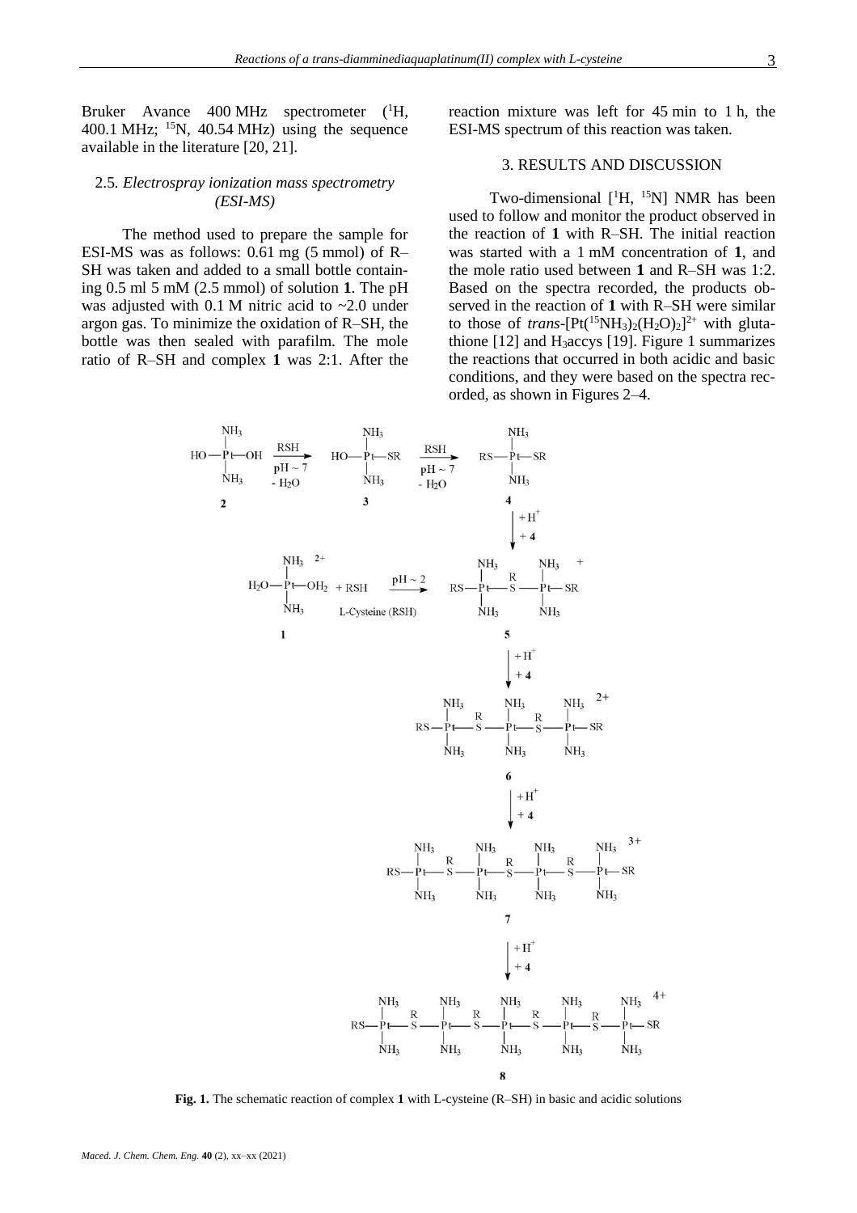Bruker Avance 400 MHz spectrometer ($^{1}H$, 400.1 MHz; $^{15}N$, 40.54 MHz) using the sequence available in the literature [20, 21].

### 2.5. *Electrospray ionization mass spectrometry (ESI-MS)*

The method used to prepare the sample for ESI-MS was as follows: 0.61 mg (5 mmol) of R–SH was taken and added to a small bottle containing 0.5 ml 5 mM (2.5 mmol) of solution **1**. The pH was adjusted with 0.1 M nitric acid to ~2.0 under argon gas. To minimize the oxidation of R–SH, the bottle was then sealed with parafilm. The mole ratio of R–SH and complex **1** was 2:1. After the reaction mixture was left for 45 min to 1 h, the ESI-MS spectrum of this reaction was taken.

## 3. RESULTS AND DISCUSSION

Two-dimensional [$^{1}H$, $^{15}N$] NMR has been used to follow and monitor the product observed in the reaction of **1** with R–SH. The initial reaction was started with a 1 mM concentration of **1**, and the mole ratio used between **1** and R–SH was 1:2. Based on the spectra recorded, the products observed in the reaction of **1** with R–SH were similar to those of *trans*-$[Pt(^{15}NH_3)_2(H_2O)_2]^{2+}$ with glutathione [12] and $H_3$accys [19]. Figure 1 summarizes the reactions that occurred in both acidic and basic conditions, and they were based on the spectra recorded, as shown in Figures 2–4.

**Fig. 1.** The schematic reaction of complex **1** with L-cysteine (R–SH) in basic and acidic solutions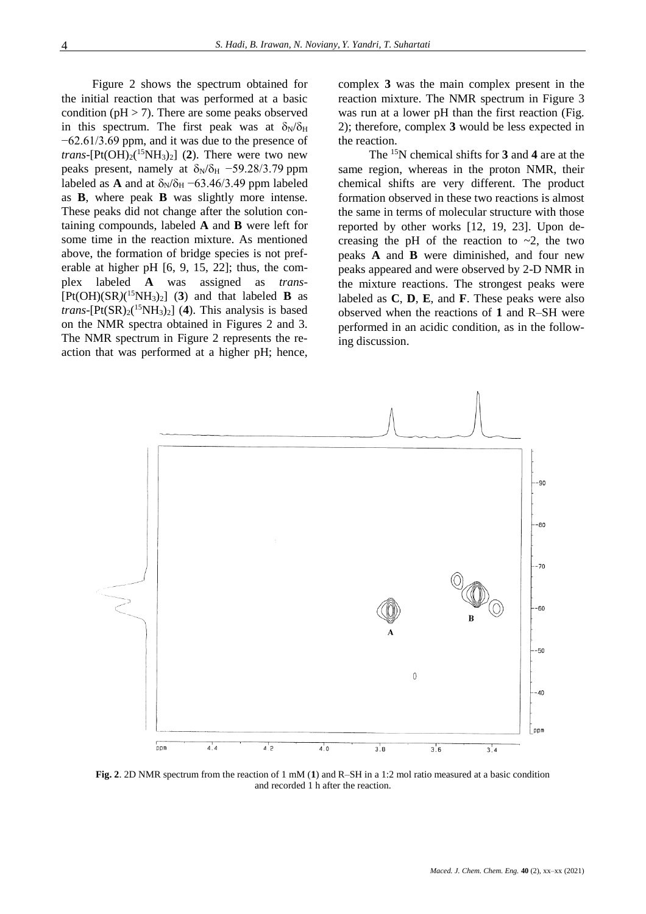Figure 2 shows the spectrum obtained for the initial reaction that was performed at a basic condition (pH > 7). There are some peaks observed in this spectrum. The first peak was at $\delta_N/\delta_H$ −62.61/3.69 ppm, and it was due to the presence of *trans*-$[Pt(OH)_2(^{15}NH_3)_2]$ (**2**). There were two new peaks present, namely at $\delta_N/\delta_H$ −59.28/3.79 ppm labeled as **A** and at $\delta_N/\delta_H$ −63.46/3.49 ppm labeled as **B**, where peak **B** was slightly more intense. These peaks did not change after the solution containing compounds, labeled **A** and **B** were left for some time in the reaction mixture. As mentioned above, the formation of bridge species is not preferable at higher pH [6, 9, 15, 22]; thus, the complex labeled **A** was assigned as *trans*-$[Pt(OH)(SR)(^{15}NH_3)_2]$ (**3**) and that labeled **B** as *trans*-$[Pt(SR)_2(^{15}NH_3)_2]$ (**4**). This analysis is based on the NMR spectra obtained in Figures 2 and 3. The NMR spectrum in Figure 2 represents the reaction that was performed at a higher pH; hence, complex **3** was the main complex present in the reaction mixture. The NMR spectrum in Figure 3 was run at a lower pH than the first reaction (Fig. 2); therefore, complex **3** would be less expected in the reaction.

The $^{15}N$ chemical shifts for **3** and **4** are at the same region, whereas in the proton NMR, their chemical shifts are very different. The product formation observed in these two reactions is almost the same in terms of molecular structure with those reported by other works [12, 19, 23]. Upon decreasing the pH of the reaction to ~2, the two peaks **A** and **B** were diminished, and four new peaks appeared and were observed by 2-D NMR in the mixture reactions. The strongest peaks were labeled as **C**, **D**, **E**, and **F**. These peaks were also observed when the reactions of **1** and R–SH were performed in an acidic condition, as in the following discussion.

**Fig. 2**. 2D NMR spectrum from the reaction of 1 mM (**1**) and R–SH in a 1:2 mol ratio measured at a basic condition and recorded 1 h after the reaction.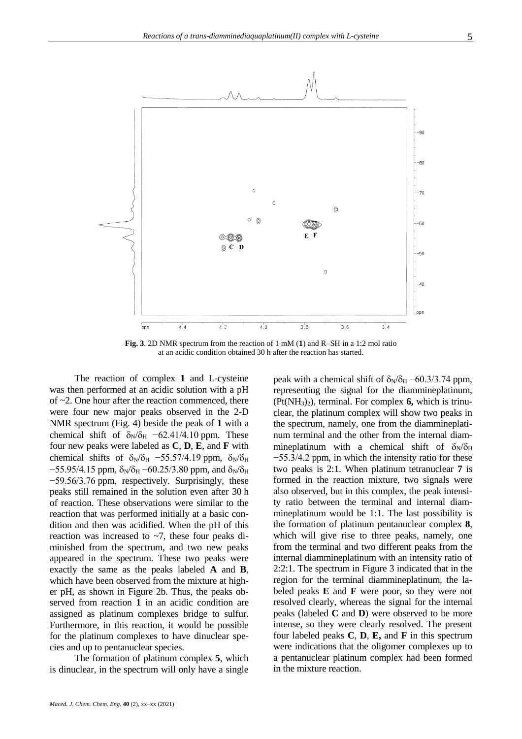**Fig. 3**. 2D NMR spectrum from the reaction of 1 mM (**1**) and R–SH in a 1:2 mol ratio at an acidic condition obtained 30 h after the reaction has started.

The reaction of complex **1** and L-cysteine was then performed at an acidic solution with a pH of ~2. One hour after the reaction commenced, there were four new major peaks observed in the 2-D NMR spectrum (Fig. 4) beside the peak of **1** with a chemical shift of $\delta_N/\delta_H$ −62.41/4.10 ppm. These four new peaks were labeled as **C**, **D**, **E**, and **F** with chemical shifts of $\delta_N/\delta_H$ −55.57/4.19 ppm, $\delta_N/\delta_H$ −55.95/4.15 ppm, $\delta_N/\delta_H$ −60.25/3.80 ppm, and $\delta_N/\delta_H$ −59.56/3.76 ppm, respectively. Surprisingly, these peaks still remained in the solution even after 30 h of reaction. These observations were similar to the reaction that was performed initially at a basic condition and then was acidified. When the pH of this reaction was increased to ~7, these four peaks diminished from the spectrum, and two new peaks appeared in the spectrum. These two peaks were exactly the same as the peaks labeled **A** and **B**, which have been observed from the mixture at higher pH, as shown in Figure 2b. Thus, the peaks observed from reaction **1** in an acidic condition are assigned as platinum complexes bridge to sulfur. Furthermore, in this reaction, it would be possible for the platinum complexes to have dinuclear species and up to pentanuclear species.

The formation of platinum complex **5**, which is dinuclear, in the spectrum will only have a single peak with a chemical shift of $\delta_N/\delta_H$ −60.3/3.74 ppm, representing the signal for the diammineplatinum, ($Pt(NH_3)_2$), terminal. For complex **6,** which is trinuclear, the platinum complex will show two peaks in the spectrum, namely, one from the diammineplatinum terminal and the other from the internal diammineplatinum with a chemical shift of $\delta_N/\delta_H$ −55.3/4.2 ppm, in which the intensity ratio for these two peaks is 2:1. When platinum tetranuclear **7** is formed in the reaction mixture, two signals were also observed, but in this complex, the peak intensity ratio between the terminal and internal diammineplatinum would be 1:1. The last possibility is the formation of platinum pentanuclear complex **8**, which will give rise to three peaks, namely, one from the terminal and two different peaks from the internal diammineplatinum with an intensity ratio of 2:2:1. The spectrum in Figure 3 indicated that in the region for the terminal diammineplatinum, the labeled peaks **E** and **F** were poor, so they were not resolved clearly, whereas the signal for the internal peaks (labeled **C** and **D**) were observed to be more intense, so they were clearly resolved. The present four labeled peaks **C**, **D**, **E,** and **F** in this spectrum were indications that the oligomer complexes up to a pentanuclear platinum complex had been formed in the mixture reaction.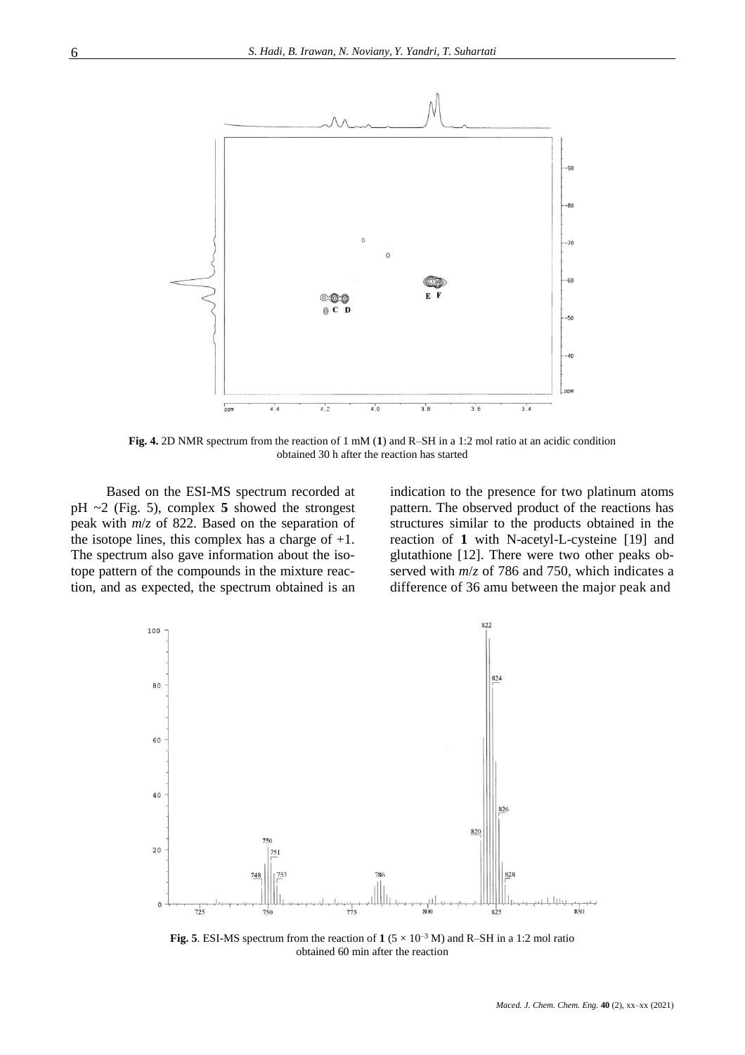**Fig. 4.** 2D NMR spectrum from the reaction of 1 mM (**1**) and R–SH in a 1:2 mol ratio at an acidic condition obtained 30 h after the reaction has started

Based on the ESI-MS spectrum recorded at pH ~2 (Fig. 5), complex **5** showed the strongest peak with *m*/*z* of 822. Based on the separation of the isotope lines, this complex has a charge of +1. The spectrum also gave information about the isotope pattern of the compounds in the mixture reaction, and as expected, the spectrum obtained is an indication to the presence for two platinum atoms pattern. The observed product of the reactions has structures similar to the products obtained in the reaction of **1** with N-acetyl-L-cysteine [19] and glutathione [12]. There were two other peaks observed with *m*/*z* of 786 and 750, which indicates a difference of 36 amu between the major peak and

**Fig. 5**. ESI-MS spectrum from the reaction of **1** ($5 \times 10^{-3}$ M) and R–SH in a 1:2 mol ratio obtained 60 min after the reaction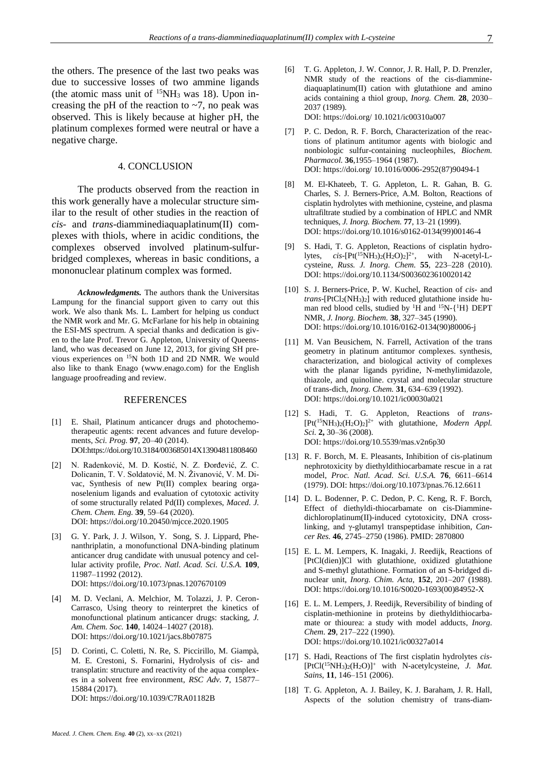the others. The presence of the last two peaks was due to successive losses of two ammine ligands (the atomic mass unit of $^{15}NH_3$ was 18). Upon increasing the pH of the reaction to ~7, no peak was observed. This is likely because at higher pH, the platinum complexes formed were neutral or have a negative charge.

## 4. CONCLUSION

The products observed from the reaction in this work generally have a molecular structure similar to the result of other studies in the reaction of *cis*- and *trans*-diamminediaquaplatinum(II) complexes with thiols, where in acidic conditions, the complexes observed involved platinum-sulfur-bridged complexes, whereas in basic conditions, a mononuclear platinum complex was formed.

***Acknowledgments.*** The authors thank the Universitas Lampung for the financial support given to carry out this work. We also thank Ms. L. Lambert for helping us conduct the NMR work and Mr. G. McFarlane for his help in obtaining the ESI-MS spectrum. A special thanks and dedication is given to the late Prof. Trevor G. Appleton, University of Queensland, who was deceased on June 12, 2013, for giving SH previous experiences on $^{15}N$ both 1D and 2D NMR. We would also like to thank Enago (www.enago.com) for the English language proofreading and review.

## REFERENCES

[1] E. Shail, Platinum anticancer drugs and photochemotherapeutic agents: recent advances and future developments, *Sci. Prog.* **97**, 20–40 (2014). DOI:https://doi.org/10.3184/003685014X13904811808460

[2] N. Radenković, M. D. Kostić, N. Z. Đorđević, Z. C. Dolicanin, T. V. Soldatović, M. N. Živanović, V. M. Divac, Synthesis of new Pt(II) complex bearing organoselenium ligands and evaluation of cytotoxic activity of some structurally related Pd(II) complexes, *Maced. J. Chem. Chem. Eng.* **39**, 59–64 (2020). DOI: https://doi.org/10.20450/mjcce.2020.1905

[3] G. Y. Park, J. J. Wilson, Y. Song, S. J. Lippard, Phenanthriplatin, a monofunctional DNA-binding platinum anticancer drug candidate with unusual potency and cellular activity profile, *Proc. Natl. Acad. Sci. U.S.A.* **109**, 11987–11992 (2012). DOI: https://doi.org/10.1073/pnas.1207670109

[4] M. D. Veclani, A. Melchior, M. Tolazzi, J. P. Ceron-Carrasco, Using theory to reinterpret the kinetics of monofunctional platinum anticancer drugs: stacking, *J. Am. Chem. Soc.* **140**, 14024–14027 (2018). DOI: https://doi.org/10.1021/jacs.8b07875

[5] D. Corinti, C. Coletti, N. Re, S. Piccirillo, M. Giampà, M. E. Crestoni, S. Fornarini, Hydrolysis of cis- and transplatin: structure and reactivity of the aqua complexes in a solvent free environment, *RSC Adv.* **7**, 15877–15884 (2017). DOI: https://doi.org/10.1039/C7RA01182B

[6] T. G. Appleton, J. W. Connor, J. R. Hall, P. D. Prenzler, NMR study of the reactions of the cis-diamminediaquaplatinum(II) cation with glutathione and amino acids containing a thiol group, *Inorg. Chem.* **28**, 2030–2037 (1989). DOI: https://doi.org/ 10.1021/ic00310a007

[7] P. C. Dedon, R. F. Borch, Characterization of the reactions of platinum antitumor agents with biologic and nonbiologic sulfur-containing nucleophiles, *Biochem. Pharmacol.* **36**,1955–1964 (1987). DOI: https://doi.org/ 10.1016/0006-2952(87)90494-1

[8] M. El-Khateeb, T. G. Appleton, L. R. Gahan, B. G. Charles, S. J. Berners-Price, A.M. Bolton, Reactions of cisplatin hydrolytes with methionine, cysteine, and plasma ultrafiltrate studied by a combination of HPLC and NMR techniques, *J. Inorg. Biochem.* **77**, 13–21 (1999). DOI: https://doi.org/10.1016/s0162-0134(99)00146-4

[9] S. Hadi, T. G. Appleton, Reactions of cisplatin hydrolytes, *cis*-$[Pt(^{15}NH_3)_2(H_2O)_2]^{2+}$, with N-acetyl-L-cysteine, *Russ. J. Inorg. Chem.* **55**, 223–228 (2010). DOI: https://doi.org/10.1134/S0036023610020142

[10] S. J. Berners-Price, P. W. Kuchel, Reaction of *cis*- and *trans*-$[PtCl_2(NH_3)_2]$ with reduced glutathione inside human red blood cells, studied by $^{1}H$ and $^{15}N$-{$^{1}H$} DEPT NMR, *J. Inorg. Biochem.* **38**, 327–345 (1990). DOI: https://doi.org/10.1016/0162-0134(90)80006-j

[11] M. Van Beusichem, N. Farrell, Activation of the trans geometry in platinum antitumor complexes. synthesis, characterization, and biological activity of complexes with the planar ligands pyridine, N-methylimidazole, thiazole, and quinoline. crystal and molecular structure of trans-dich, *Inorg. Chem.* **31**, 634–639 (1992). DOI: https://doi.org/10.1021/ic00030a021

[12] S. Hadi, T. G. Appleton, Reactions of *trans*-$[Pt(^{15}NH_3)_2(H_2O)_2]^{2+}$ with glutathione, *Modern Appl. Sci.* **2,** 30–36 (2008). DOI: https://doi.org/10.5539/mas.v2n6p30

[13] R. F. Borch, M. E. Pleasants, Inhibition of cis-platinum nephrotoxicity by diethyldithiocarbamate rescue in a rat model, *Proc. Natl. Acad. Sci. U.S.A.* **76**, 6611–6614 (1979). DOI: https://doi.org/10.1073/pnas.76.12.6611

[14] D. L. Bodenner, P. C. Dedon, P. C. Keng, R. F. Borch, Effect of diethyldi-thiocarbamate on cis-Diamminedichloroplatinum(II)-induced cytotoxicity, DNA cross-linking, and γ-glutamyl transpeptidase inhibition, *Cancer Res.* **46**, 2745–2750 (1986). PMID: 2870800

[15] E. L. M. Lempers, K. Inagaki, J. Reedijk, Reactions of [PtCl(dien)]Cl with glutathione, oxidized glutathione and S-methyl glutathione. Formation of an S-bridged dinuclear unit, *Inorg. Chim. Acta*, **152**, 201–207 (1988). DOI: https://doi.org/10.1016/S0020-1693(00)84952-X

[16] E. L. M. Lempers, J. Reedijk, Reversibility of binding of cisplatin-methionine in proteins by diethyldithiocarbamate or thiourea: a study with model adducts, *Inorg. Chem.* **29**, 217–222 (1990). DOI: https://doi.org/10.1021/ic00327a014

[17] S. Hadi, Reactions of The first cisplatin hydrolytes *cis*-$[PtCl(^{15}NH_3)_2(H_2O)]^{+}$ with N-acetylcysteine, *J. Mat. Sains*, **11**, 146–151 (2006).

[18] T. G. Appleton, A. J. Bailey, K. J. Baraham, J. R. Hall, Aspects of the solution chemistry of trans-diam-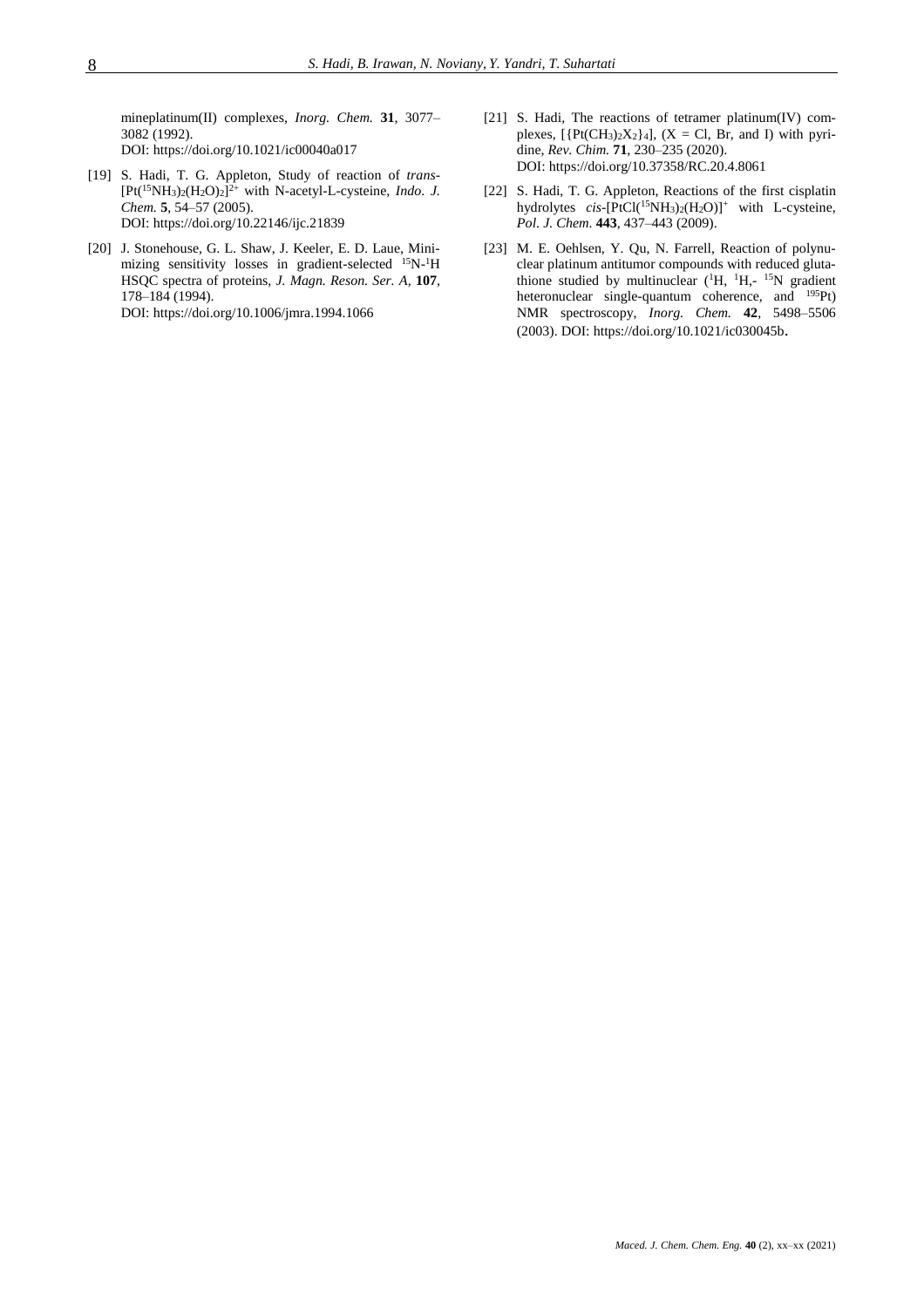mineplatinum(II) complexes, *Inorg. Chem.* **31**, 3077–3082 (1992).
DOI: https://doi.org/10.1021/ic00040a017

[19] S. Hadi, T. G. Appleton, Study of reaction of *trans*-$[Pt(^{15}NH_3)_2(H_2O)_2]^{2+}$ with N-acetyl-L-cysteine, *Indo. J. Chem.* **5**, 54–57 (2005).
DOI: https://doi.org/10.22146/ijc.21839

[20] J. Stonehouse, G. L. Shaw, J. Keeler, E. D. Laue, Minimizing sensitivity losses in gradient-selected $^{15}N$-$^{1}H$ HSQC spectra of proteins, *J. Magn. Reson. Ser. A*, **107**, 178–184 (1994).
DOI: https://doi.org/10.1006/jmra.1994.1066

[21] S. Hadi, The reactions of tetramer platinum(IV) complexes, $[\{Pt(CH_3)_2X_2\}_4]$, (X = Cl, Br, and I) with pyridine, *Rev. Chim.* **71**, 230–235 (2020).
DOI: https://doi.org/10.37358/RC.20.4.8061

[22] S. Hadi, T. G. Appleton, Reactions of the first cisplatin hydrolytes *cis*-$[PtCl(^{15}NH_3)_2(H_2O)]^{+}$ with L-cysteine, *Pol. J. Chem.* **443**, 437–443 (2009).

[23] M. E. Oehlsen, Y. Qu, N. Farrell, Reaction of polynuclear platinum antitumor compounds with reduced glutathione studied by multinuclear ($^{1}H$, $^{1}H$,- $^{15}N$ gradient heteronuclear single-quantum coherence, and $^{195}Pt$) NMR spectroscopy, *Inorg. Chem.* **42**, 5498–5506 (2003). DOI: https://doi.org/10.1021/ic030045b.